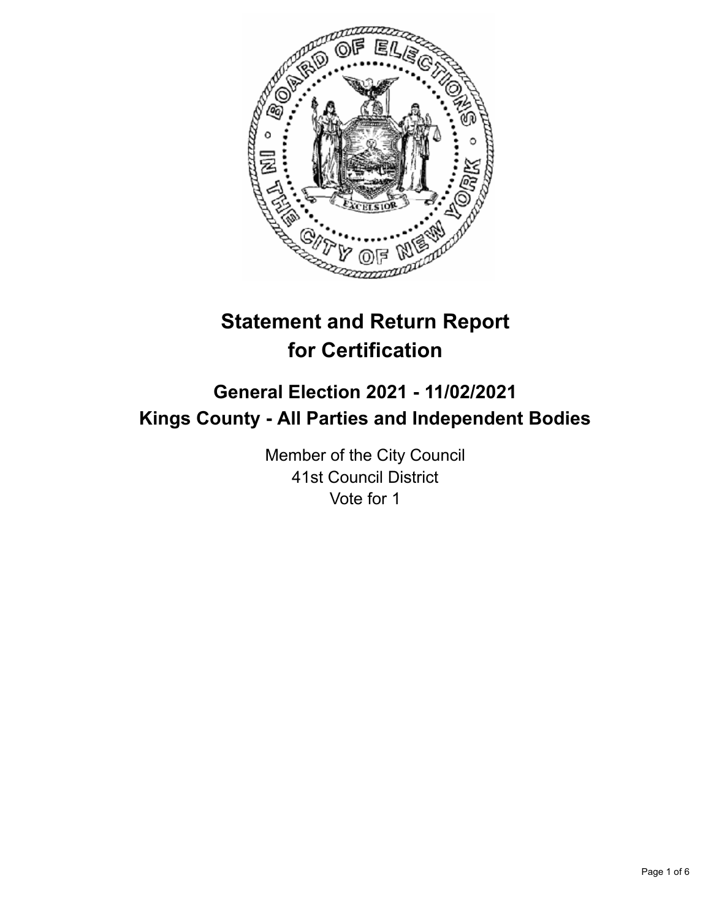# Statement and Return Report for Certification

## General Election 2021 - 11/02/2021
## Kings County - All Parties and Independent Bodies

Member of the City Council
41st Council District
Vote for 1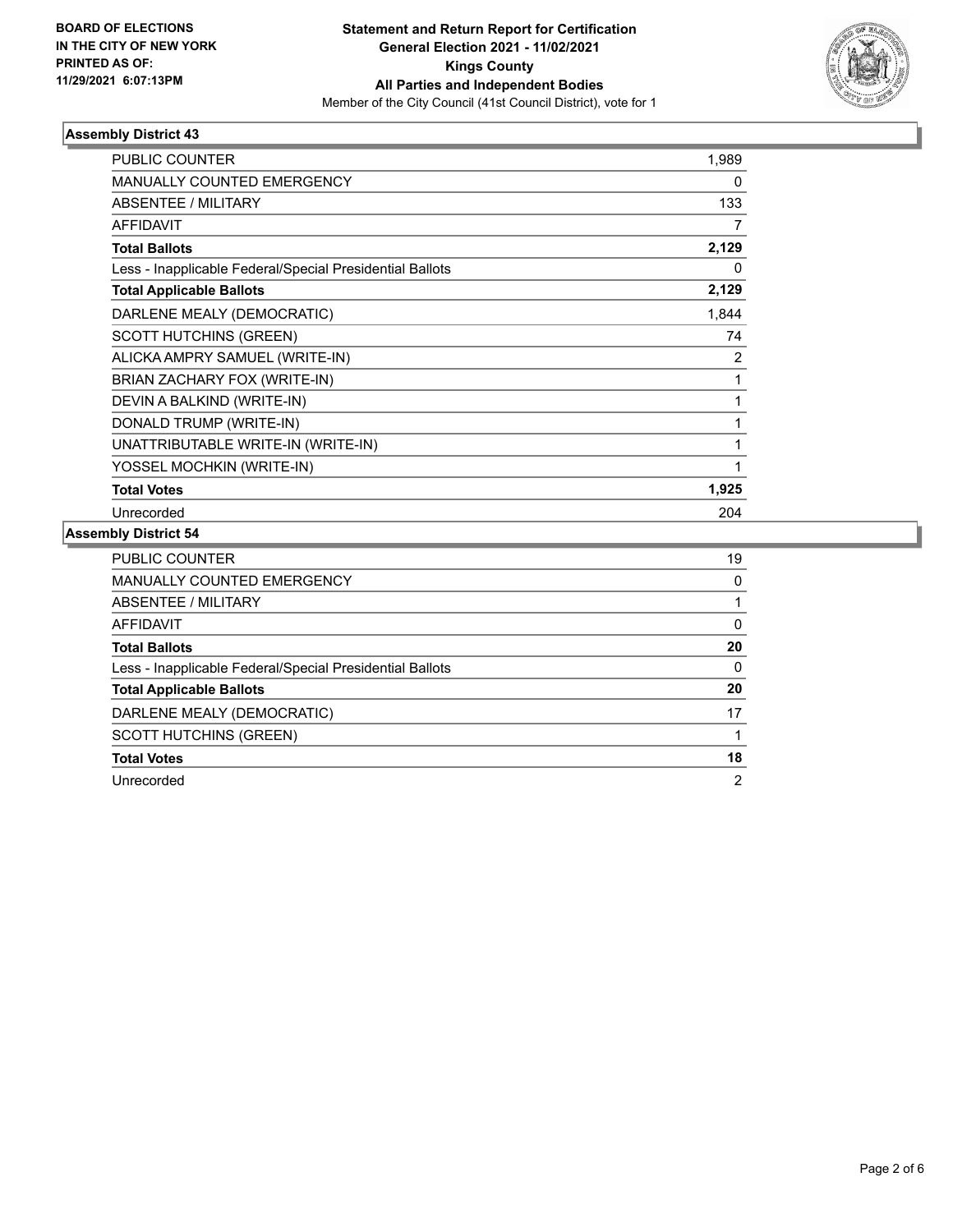**BOARD OF ELECTIONS IN THE CITY OF NEW YORK PRINTED AS OF: 11/29/2021 6:07:13PM**

**Statement and Return Report for Certification General Election 2021 - 11/02/2021 Kings County All Parties and Independent Bodies**

Member of the City Council (41st Council District), vote for 1

### Assembly District 43

| | |
|---|---|
| PUBLIC COUNTER | 1,989 |
| MANUALLY COUNTED EMERGENCY | 0 |
| ABSENTEE / MILITARY | 133 |
| AFFIDAVIT | 7 |
| **Total Ballots** | **2,129** |
| Less - Inapplicable Federal/Special Presidential Ballots | 0 |
| **Total Applicable Ballots** | **2,129** |
| DARLENE MEALY (DEMOCRATIC) | 1,844 |
| SCOTT HUTCHINS (GREEN) | 74 |
| ALICKA AMPRY SAMUEL (WRITE-IN) | 2 |
| BRIAN ZACHARY FOX (WRITE-IN) | 1 |
| DEVIN A BALKIND (WRITE-IN) | 1 |
| DONALD TRUMP (WRITE-IN) | 1 |
| UNATTRIBUTABLE WRITE-IN (WRITE-IN) | 1 |
| YOSSEL MOCHKIN (WRITE-IN) | 1 |
| **Total Votes** | **1,925** |
| Unrecorded | 204 |

### Assembly District 54

| | |
|---|---|
| PUBLIC COUNTER | 19 |
| MANUALLY COUNTED EMERGENCY | 0 |
| ABSENTEE / MILITARY | 1 |
| AFFIDAVIT | 0 |
| **Total Ballots** | **20** |
| Less - Inapplicable Federal/Special Presidential Ballots | 0 |
| **Total Applicable Ballots** | **20** |
| DARLENE MEALY (DEMOCRATIC) | 17 |
| SCOTT HUTCHINS (GREEN) | 1 |
| **Total Votes** | **18** |
| Unrecorded | 2 |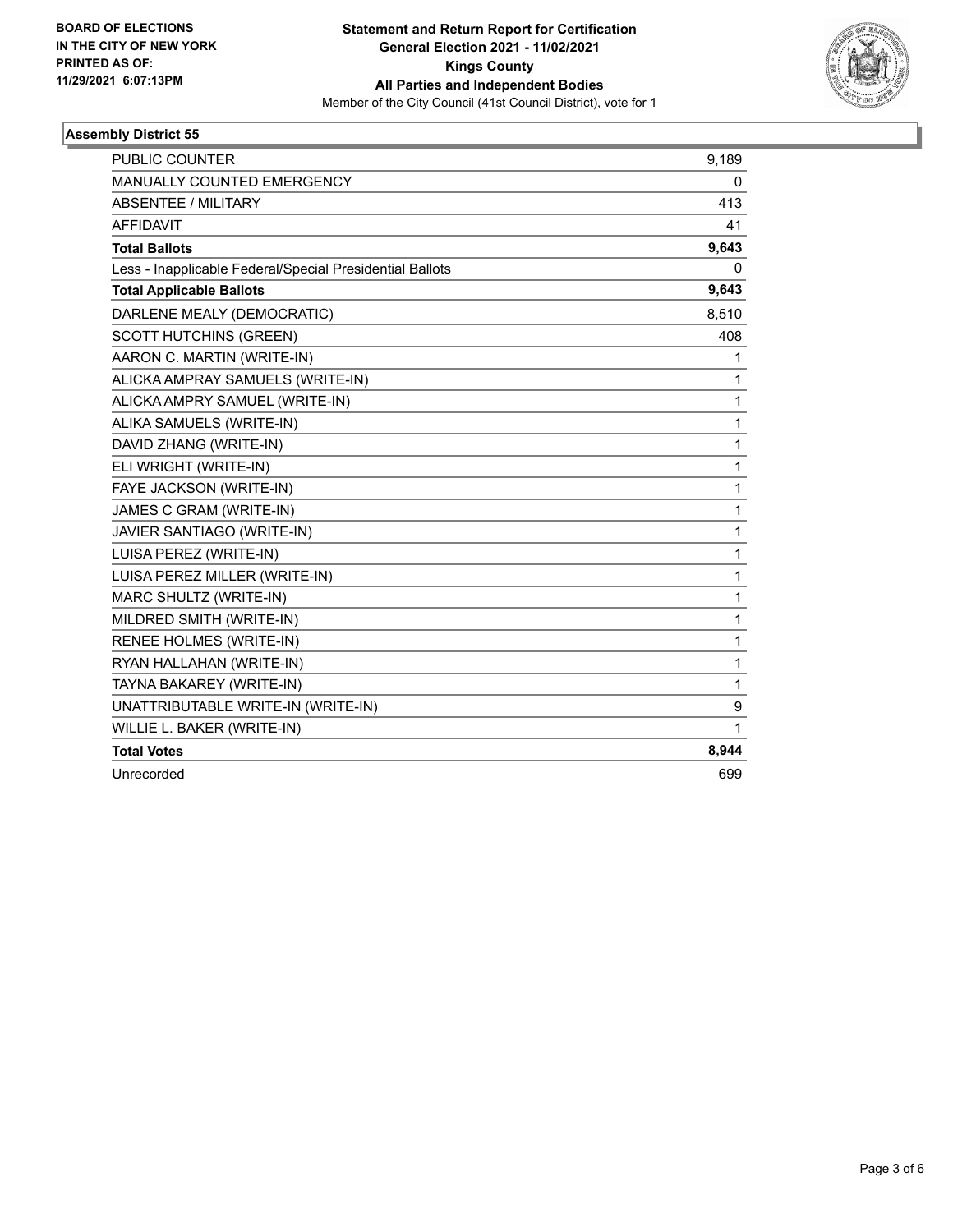BOARD OF ELECTIONS
IN THE CITY OF NEW YORK
PRINTED AS OF:
11/29/2021 6:07:13PM

**Statement and Return Report for Certification**
**General Election 2021 - 11/02/2021**
**Kings County**
**All Parties and Independent Bodies**
Member of the City Council (41st Council District), vote for 1

### Assembly District 55

| | |
|---|---|
| PUBLIC COUNTER | 9,189 |
| MANUALLY COUNTED EMERGENCY | 0 |
| ABSENTEE / MILITARY | 413 |
| AFFIDAVIT | 41 |
| **Total Ballots** | **9,643** |
| Less - Inapplicable Federal/Special Presidential Ballots | 0 |
| **Total Applicable Ballots** | **9,643** |
| DARLENE MEALY (DEMOCRATIC) | 8,510 |
| SCOTT HUTCHINS (GREEN) | 408 |
| AARON C. MARTIN (WRITE-IN) | 1 |
| ALICKA AMPRAY SAMUELS (WRITE-IN) | 1 |
| ALICKA AMPRY SAMUEL (WRITE-IN) | 1 |
| ALIKA SAMUELS (WRITE-IN) | 1 |
| DAVID ZHANG (WRITE-IN) | 1 |
| ELI WRIGHT (WRITE-IN) | 1 |
| FAYE JACKSON (WRITE-IN) | 1 |
| JAMES C GRAM (WRITE-IN) | 1 |
| JAVIER SANTIAGO (WRITE-IN) | 1 |
| LUISA PEREZ (WRITE-IN) | 1 |
| LUISA PEREZ MILLER (WRITE-IN) | 1 |
| MARC SHULTZ (WRITE-IN) | 1 |
| MILDRED SMITH (WRITE-IN) | 1 |
| RENEE HOLMES (WRITE-IN) | 1 |
| RYAN HALLAHAN (WRITE-IN) | 1 |
| TAYNA BAKAREY (WRITE-IN) | 1 |
| UNATTRIBUTABLE WRITE-IN (WRITE-IN) | 9 |
| WILLIE L. BAKER (WRITE-IN) | 1 |
| **Total Votes** | **8,944** |
| Unrecorded | 699 |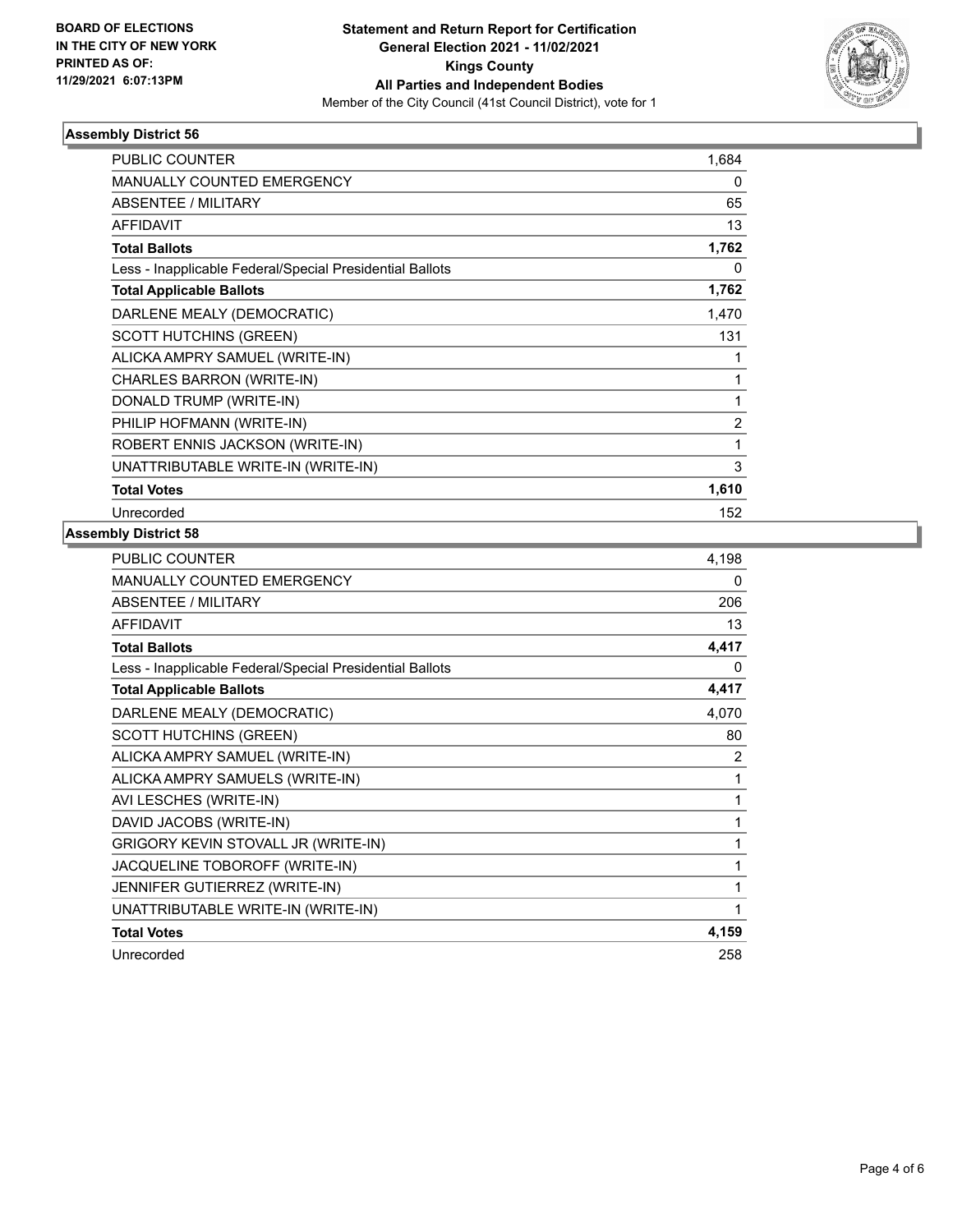**BOARD OF ELECTIONS IN THE CITY OF NEW YORK PRINTED AS OF: 11/29/2021 6:07:13PM**

**Statement and Return Report for Certification General Election 2021 - 11/02/2021 Kings County All Parties and Independent Bodies**

Member of the City Council (41st Council District), vote for 1

### Assembly District 56

| | |
|---|---|
| PUBLIC COUNTER | 1,684 |
| MANUALLY COUNTED EMERGENCY | 0 |
| ABSENTEE / MILITARY | 65 |
| AFFIDAVIT | 13 |
| **Total Ballots** | **1,762** |
| Less - Inapplicable Federal/Special Presidential Ballots | 0 |
| **Total Applicable Ballots** | **1,762** |
| DARLENE MEALY (DEMOCRATIC) | 1,470 |
| SCOTT HUTCHINS (GREEN) | 131 |
| ALICKA AMPRY SAMUEL (WRITE-IN) | 1 |
| CHARLES BARRON (WRITE-IN) | 1 |
| DONALD TRUMP (WRITE-IN) | 1 |
| PHILIP HOFMANN (WRITE-IN) | 2 |
| ROBERT ENNIS JACKSON (WRITE-IN) | 1 |
| UNATTRIBUTABLE WRITE-IN (WRITE-IN) | 3 |
| **Total Votes** | **1,610** |
| Unrecorded | 152 |

### Assembly District 58

| | |
|---|---|
| PUBLIC COUNTER | 4,198 |
| MANUALLY COUNTED EMERGENCY | 0 |
| ABSENTEE / MILITARY | 206 |
| AFFIDAVIT | 13 |
| **Total Ballots** | **4,417** |
| Less - Inapplicable Federal/Special Presidential Ballots | 0 |
| **Total Applicable Ballots** | **4,417** |
| DARLENE MEALY (DEMOCRATIC) | 4,070 |
| SCOTT HUTCHINS (GREEN) | 80 |
| ALICKA AMPRY SAMUEL (WRITE-IN) | 2 |
| ALICKA AMPRY SAMUELS (WRITE-IN) | 1 |
| AVI LESCHES (WRITE-IN) | 1 |
| DAVID JACOBS (WRITE-IN) | 1 |
| GRIGORY KEVIN STOVALL JR (WRITE-IN) | 1 |
| JACQUELINE TOBOROFF (WRITE-IN) | 1 |
| JENNIFER GUTIERREZ (WRITE-IN) | 1 |
| UNATTRIBUTABLE WRITE-IN (WRITE-IN) | 1 |
| **Total Votes** | **4,159** |
| Unrecorded | 258 |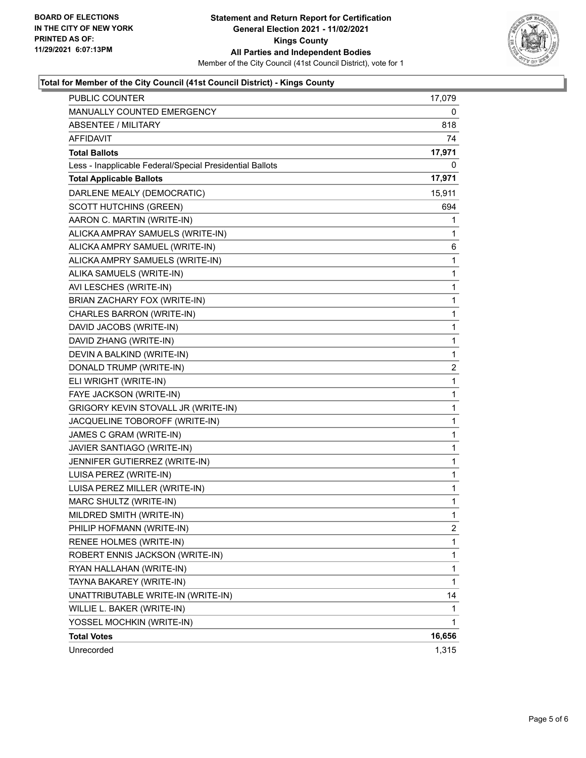BOARD OF ELECTIONS
IN THE CITY OF NEW YORK
PRINTED AS OF:
11/29/2021 6:07:13PM

**Statement and Return Report for Certification**
**General Election 2021 - 11/02/2021**
**Kings County**
**All Parties and Independent Bodies**
Member of the City Council (41st Council District), vote for 1

### Total for Member of the City Council (41st Council District) - Kings County

| | |
|---|---|
| PUBLIC COUNTER | 17,079 |
| MANUALLY COUNTED EMERGENCY | 0 |
| ABSENTEE / MILITARY | 818 |
| AFFIDAVIT | 74 |
| **Total Ballots** | **17,971** |
| Less - Inapplicable Federal/Special Presidential Ballots | 0 |
| **Total Applicable Ballots** | **17,971** |
| DARLENE MEALY (DEMOCRATIC) | 15,911 |
| SCOTT HUTCHINS (GREEN) | 694 |
| AARON C. MARTIN (WRITE-IN) | 1 |
| ALICKA AMPRAY SAMUELS (WRITE-IN) | 1 |
| ALICKA AMPRY SAMUEL (WRITE-IN) | 6 |
| ALICKA AMPRY SAMUELS (WRITE-IN) | 1 |
| ALIKA SAMUELS (WRITE-IN) | 1 |
| AVI LESCHES (WRITE-IN) | 1 |
| BRIAN ZACHARY FOX (WRITE-IN) | 1 |
| CHARLES BARRON (WRITE-IN) | 1 |
| DAVID JACOBS (WRITE-IN) | 1 |
| DAVID ZHANG (WRITE-IN) | 1 |
| DEVIN A BALKIND (WRITE-IN) | 1 |
| DONALD TRUMP (WRITE-IN) | 2 |
| ELI WRIGHT (WRITE-IN) | 1 |
| FAYE JACKSON (WRITE-IN) | 1 |
| GRIGORY KEVIN STOVALL JR (WRITE-IN) | 1 |
| JACQUELINE TOBOROFF (WRITE-IN) | 1 |
| JAMES C GRAM (WRITE-IN) | 1 |
| JAVIER SANTIAGO (WRITE-IN) | 1 |
| JENNIFER GUTIERREZ (WRITE-IN) | 1 |
| LUISA PEREZ (WRITE-IN) | 1 |
| LUISA PEREZ MILLER (WRITE-IN) | 1 |
| MARC SHULTZ (WRITE-IN) | 1 |
| MILDRED SMITH (WRITE-IN) | 1 |
| PHILIP HOFMANN (WRITE-IN) | 2 |
| RENEE HOLMES (WRITE-IN) | 1 |
| ROBERT ENNIS JACKSON (WRITE-IN) | 1 |
| RYAN HALLAHAN (WRITE-IN) | 1 |
| TAYNA BAKAREY (WRITE-IN) | 1 |
| UNATTRIBUTABLE WRITE-IN (WRITE-IN) | 14 |
| WILLIE L. BAKER (WRITE-IN) | 1 |
| YOSSEL MOCHKIN (WRITE-IN) | 1 |
| **Total Votes** | **16,656** |
| Unrecorded | 1,315 |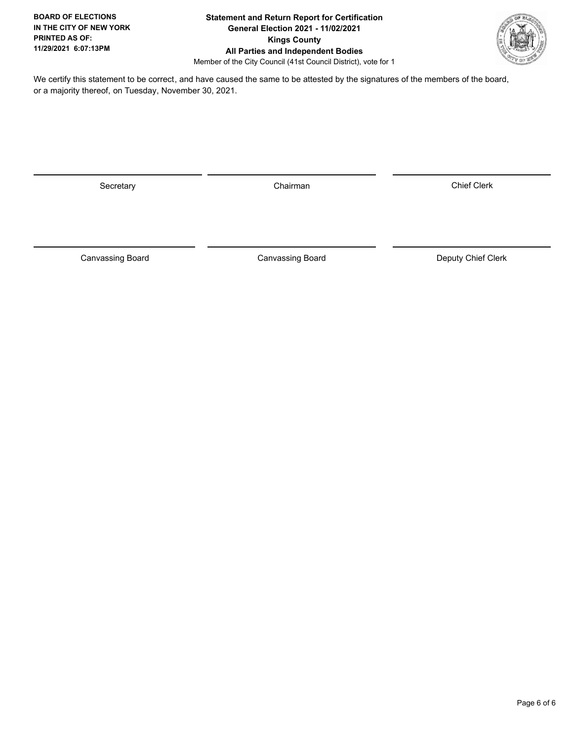We certify this statement to be correct, and have caused the same to be attested by the signatures of the members of the board, or a majority thereof, on Tuesday, November 30, 2021.

| | | |
|---|---|---|
| Secretary | Chairman | Chief Clerk |
| Canvassing Board | Canvassing Board | Deputy Chief Clerk |